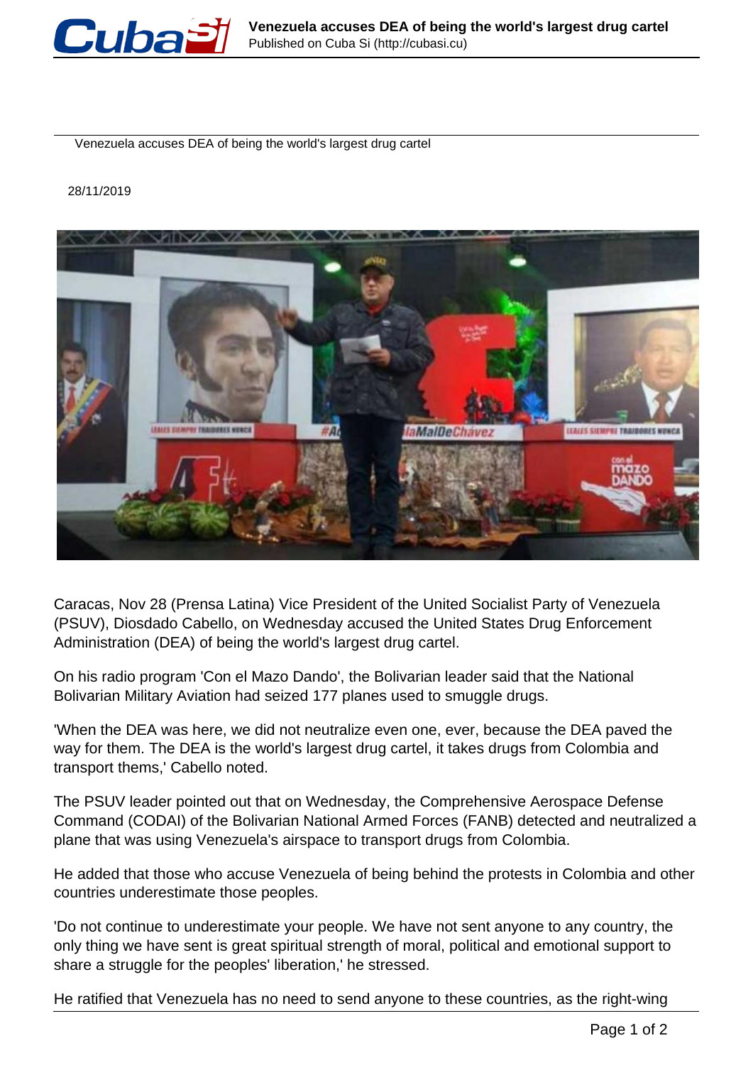# Venezuela accuses DEA of being the world's largest drug cartel

28/11/2019

Caracas, Nov 28 (Prensa Latina) Vice President of the United Socialist Party of Venezuela (PSUV), Diosdado Cabello, on Wednesday accused the United States Drug Enforcement Administration (DEA) of being the world's largest drug cartel.

On his radio program 'Con el Mazo Dando', the Bolivarian leader said that the National Bolivarian Military Aviation had seized 177 planes used to smuggle drugs.

'When the DEA was here, we did not neutralize even one, ever, because the DEA paved the way for them. The DEA is the world's largest drug cartel, it takes drugs from Colombia and transport thems,' Cabello noted.

The PSUV leader pointed out that on Wednesday, the Comprehensive Aerospace Defense Command (CODAI) of the Bolivarian National Armed Forces (FANB) detected and neutralized a plane that was using Venezuela's airspace to transport drugs from Colombia.

He added that those who accuse Venezuela of being behind the protests in Colombia and other countries underestimate those peoples.

'Do not continue to underestimate your people. We have not sent anyone to any country, the only thing we have sent is great spiritual strength of moral, political and emotional support to share a struggle for the peoples' liberation,' he stressed.

He ratified that Venezuela has no need to send anyone to these countries, as the right-wing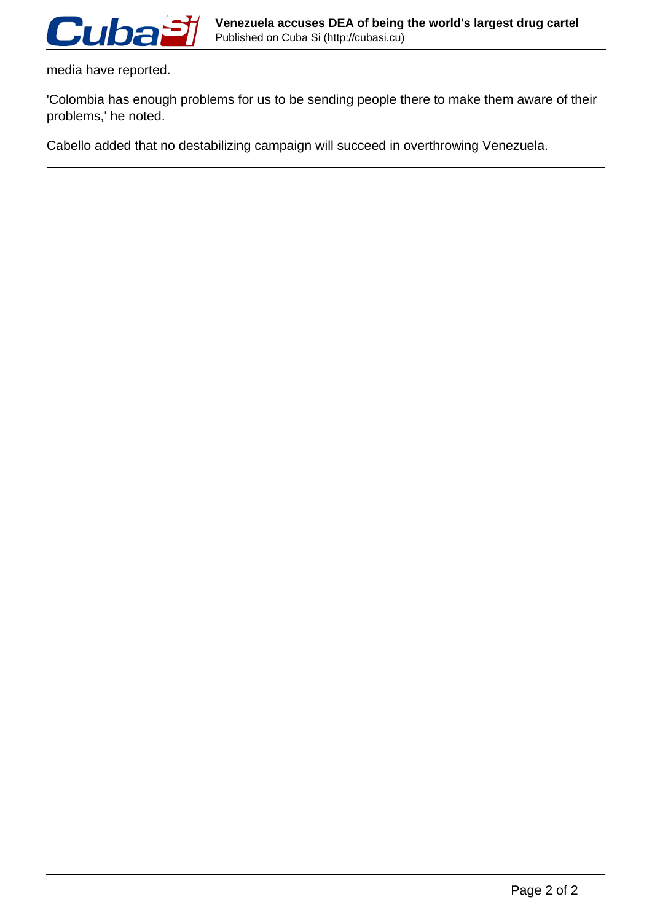media have reported.

'Colombia has enough problems for us to be sending people there to make them aware of their problems,' he noted.

Cabello added that no destabilizing campaign will succeed in overthrowing Venezuela.